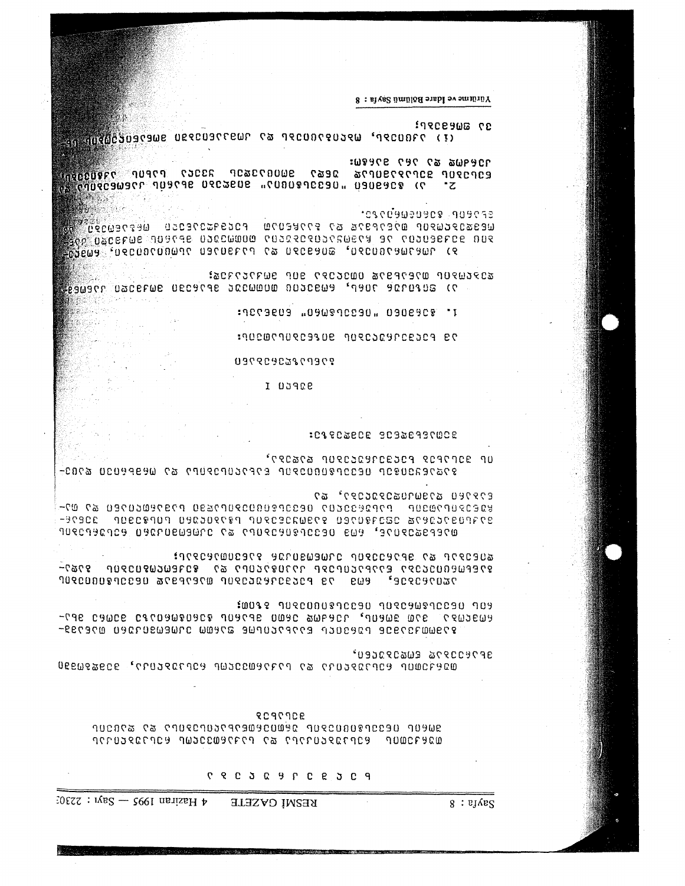ხ ე ლ შ ე კ რ უ ლ ე ბ ა

თურქეთის რესპუბლიკასა და საქართველოს რესპუბლიკას შორის ინვესტიციების ორმხრივად წახალისებისა და დაცვის შესახებ

თურქეთის რესპუბლიკა და საქართველოს რესპუბლიკა, შემდგომში „მხარეები",

სურთ რა გააღრმავონ ეკონომიკური თანამშრომლობა მათ შორის, განსაკუთრებით ერთი მხარის ინვესტორების მიერ მეორე მხარის ტერიტორიაზე განხორციელებული ინვესტიციების მიმართ;

აღიარებენ რა, რომ ამ ინვესტიციების მიმართ მოპყრობის შესახებ შეთანხმება ხელს შეუწყობს კერძო კაპიტალის მოძრაობას და მხარეების ეკონომიკურ განვითარებას;

ეთანხმებიან რა, რომ ინვესტიციების მიმართ სამართლიანი და თანაბარი მოპყრობა სასურველია ინვესტიციებისათვის სტაბილური ჩარჩოს შესანარჩუნებლად და ეკონომიკური რესურსების მაქსიმალური ეფექტური გამოყენებისათვის, და

გადაწყვიტეს რა დადონ ხელშეკრულება ინვესტიციების წახალისებისა და ორმხრივი დაცვის შესახებ,

შეთანხმდნენ შემდეგზე:

მუხლი I

განსაზღვრებანი

ამ ხელშეკრულების მიზნებისათვის:

1. ტერმინი „ინვესტორი" ნიშნავს:

ა) ფიზიკურ პირებს, რომლებიც თავიანთ სტატუსს იღებენ როგორც რომელიმე მხარის მოქალაქეები მისი მოქმედი კანონმდებლობის შესაბამისად;

ბ) კორპორაციებს, ფირმებს ან ბიზნეს ასოციაციებს, რომლებიც ინკორპორირებულია ან შექმნილია რომელიმე მხარის მოქმედი კანონმდებლობის შესაბამისად და რომელთა სათაო ოფისი მდებარეობს ამ მხარის ტერიტორიაზე.

2. ა) ტერმინი „ინვესტიცია", მიმღები მხარის კანონებისა და წესების შესაბამისად, მოიცავს ყველა სახის აქტივს, კერძოდ, მაგრამ არა მხოლოდ:

(i) აქციებს, წილებს ან კომპანიებში მონაწილეობის ნებისმიერ სხვა ფორმას;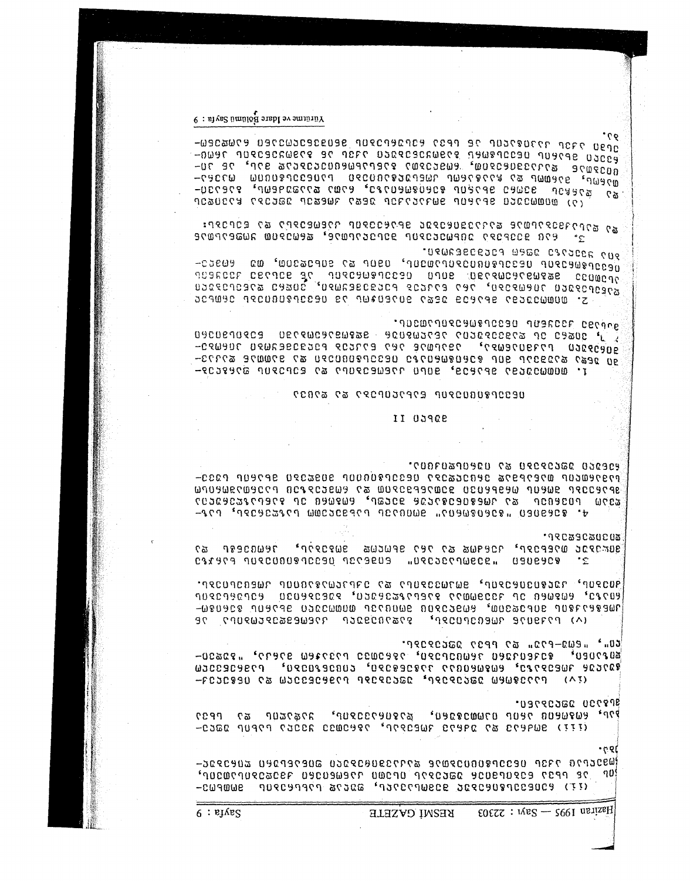## მუხლი II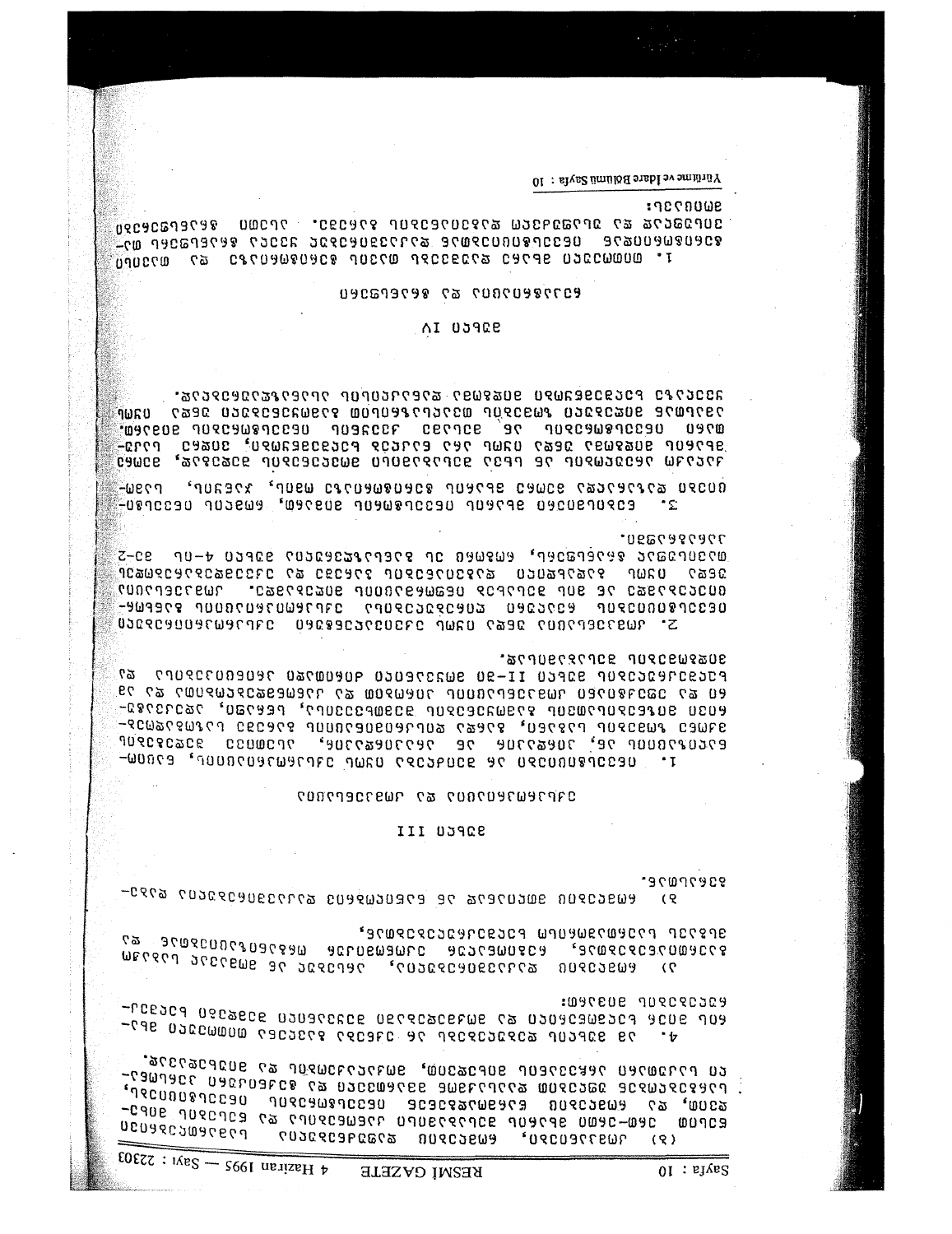## მუხლი III

## მუხლი IV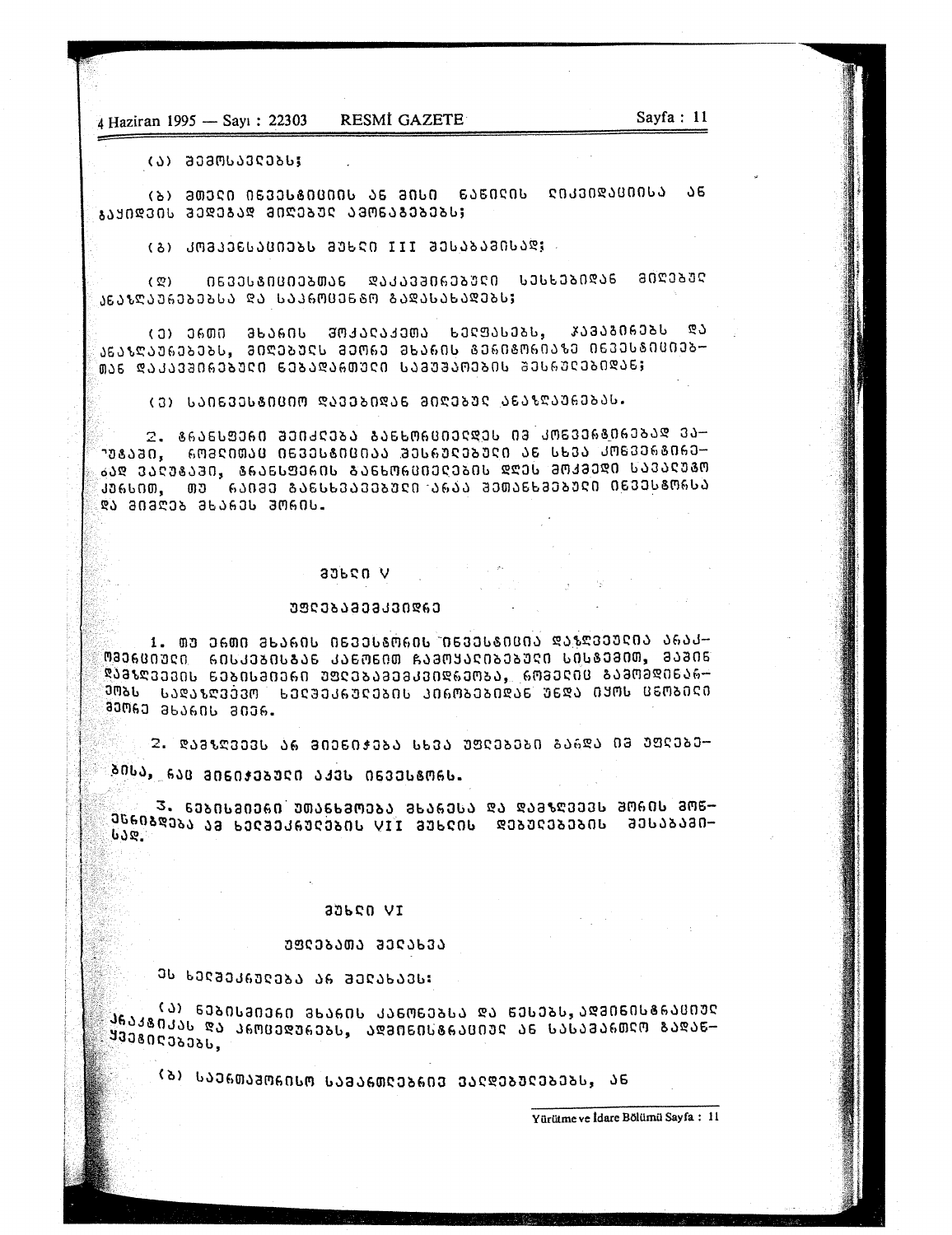(ა) შემოსავლებს;

(ბ) მთელი ინვესტიციის ან მისი ნაწილის ლიკვიდაციისა ან გაყიდვის შედეგად მიღებულ ამონაგებებს;

(გ) კომპენსაციებს მუხლი III შესაბამისად;

(დ) ინვესტიციებთან დაკავშირებული სესხებიდან მიღებულ ანაზღაურებებსა და საპროცენტო გადასახადებს;

(ე) ერთი მხარის მოქალაქეთა ხელფასებს, ჯამაგირებს და ანაზღაურებებს, მიღებულს მეორე მხარის ტერიტორიაზე ინვესტიციებთან დაკავშირებული ნებადართული სამუშაოების შესრულებიდან;

(ვ) საინვესტიციო დავებიდან მიღებულ ანაზღაურებას.

2. ტრანსფერი შეიძლება განხორციელდეს იმ კონვერტირებად ვალუტაში, რომლითაც ინვესტიციაა შესრულებული ან სხვა კონვერტირებად ვალუტაში, ტრანსფერის განხორციელების დღეს მოქმედი სავალუტო კურსით, თუ რაიმე განსხვავებული არაა შეთანხმებული ინვესტორსა და მიმღებ მხარეს შორის.

## მუხლი V

### უფლებამემკვიდრე

1. თუ ერთი მხარის ინვესტორის ინვესტიცია დაზღვეულია არაკომერციული რისკებისგან კანონით ჩამოყალიბებული სისტემით, მაშინ დამზღვევის ნებისმიერი უფლებამემკვიდრეობა, რომელიც გამომდინარეობს სადაზღვევო ხელშეკრულების პირობებიდან უნდა იყოს ცნობილი მეორე მხარის მიერ.

2. დამზღვევს არ მიენიჭება სხვა უფლებები გარდა იმ უფლებებისა, რაც მინიჭებული აქვს ინვესტორს.

3. ნებისმიერი უთანხმოება მხარესა და დამზღვევს შორის მოწესრიგდება ამ ხელშეკრულების VII მუხლის დებულებების შესაბამისად.

## მუხლი VI

### უფლებათა შელახვა

ეს ხელშეკრულება არ შელახავს:

(ა) ნებისმიერი მხარის კანონებსა და წესებს, ადმინისტრაციულ პრაქტიკას და პროცედურებს, ადმინისტრაციულ ან სასამართლო გადაწყვეტილებებს,

(ბ) საერთაშორისო სამართლებრივ ვალდებულებებს, ან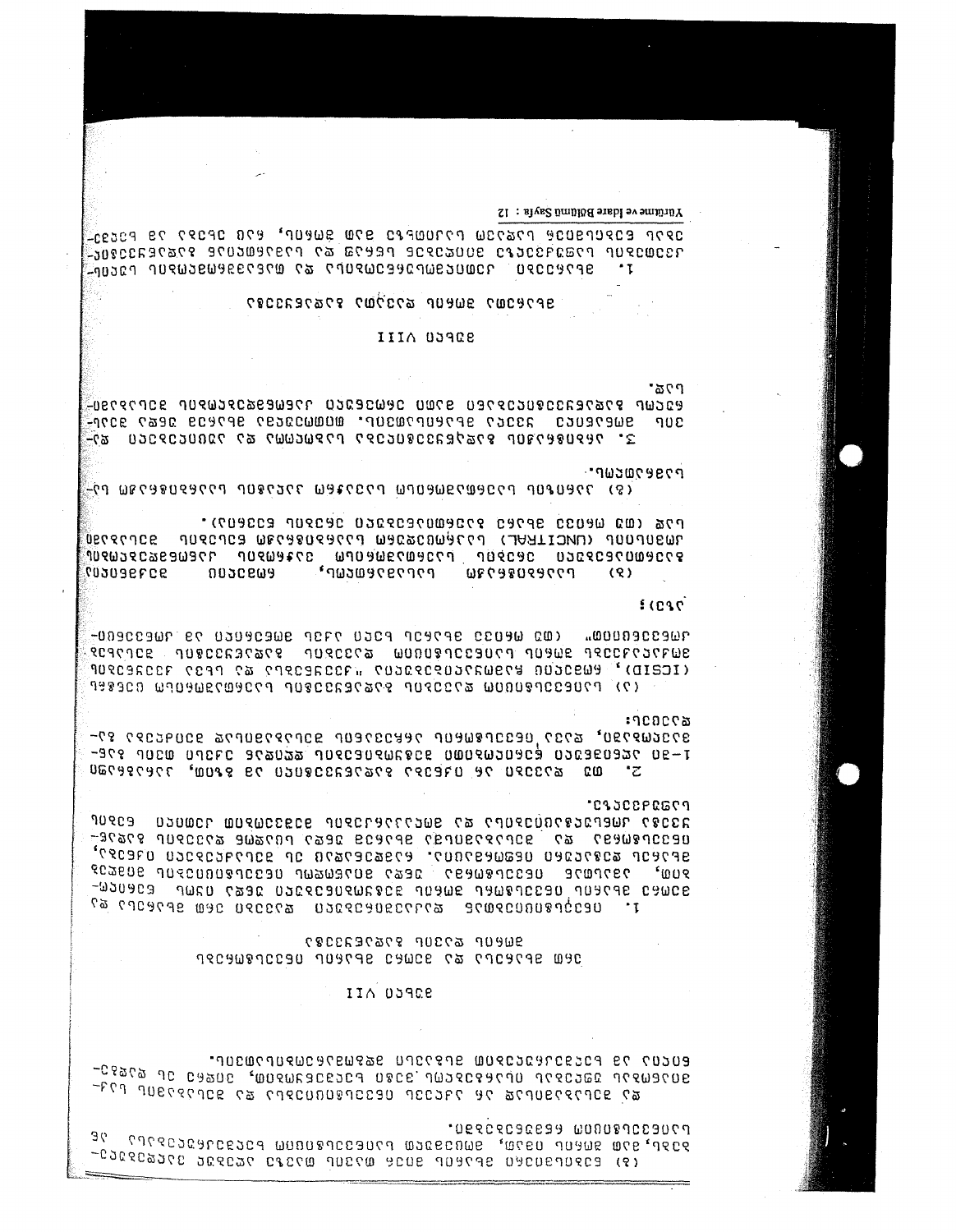(გ) გადაწყვეტილება მიღებულ უნდა იქნას ხმების უმრავლესობით. ეს გადაწყვეტილება იქნება საბოლოო და სავალდებულო მხარეებისათვის. თითოეული მხარე თავის მიერ დანიშნული არბიტრის და საარბიტრაჟო სასამართლოში თავისი წარმომადგენლობის ხარჯებს თვითონ ფარავს. დანარჩენ ხარჯებს მხარეები თანაბრად ანაწილებენ.

# მუხლი VII

## ერთ მხარესა და მეორე მხარის ინვესტორებს შორის დავების მოგვარება

1. დავები ერთ-ერთ მხარესა და მეორე მხარის ინვესტორს შორის, მის ინვესტიციასთან დაკავშირებით, წერილობით უნდა ეცნობოს ინვესტიციის მიმღებ მხარეს, დეტალური ინფორმაციის ჩართვით. შეძლებისდაგვარად, ინვესტორი და დაინტერესებული მხარე ეცდებიან ეს დავები მოაგვარონ კონსულტაციებისა და მოლაპარაკებების გზით კეთილსინდისიერად.

2. თუ ამგვარად ეს დავები ვერ იქნება მოგვარებული, 1-ლ პუნქტში აღნიშნული წერილობითი შეტყობინების თარიღიდან ექვსი თვის განმავლობაში, დავა, ინვესტორის არჩევანით, შეიძლება გადაეცეს:

(ა) ინვესტიციური დავების მოგვარების საერთაშორისო ცენტრს (ICSID), რომელიც დაარსებულია „სახელმწიფოებს და სხვა სახელმწიფოთა მოქალაქეებს შორის ინვესტიციური დავების მოგვარების კონვენციით" (ამ შემთხვევაში ორივე მხარე უნდა გახდეს ამ კონვენციის მონაწილე) ან;

(ბ) სპეციალურ საარბიტრაჟო სასამართლოს, რომელიც შექმნილია გაეროს საერთაშორისო სავაჭრო სამართლის კომისიის (UNCITRAL) საარბიტრაჟო პროცედურის წესების შესაბამისად, ან (გ) პარიზის საერთაშორისო სავაჭრო პალატის საარბიტრაჟო სასამართლოს.

3. საარბიტრაჟო გადაწყვეტილებები იქნება საბოლოო და სავალდებულო დავის ყველა მხარისათვის. თითოეული მხარე იღებს ვალდებულებას აღასრულოს გადაწყვეტილება თავისი ეროვნული კანონმდებლობის თანახმად.

# მუხლი VIII

## მხარეებს შორის დავების მოგვარება

1. მხარეები შეეცდებიან ამ შეთანხმების განმარტებასთან ან გამოყენებასთან დაკავშირებული ნებისმიერი დავა მოაგვარონ კეთილსინდისიერი კონსულტაციებისა და მოლაპარაკებების გზით.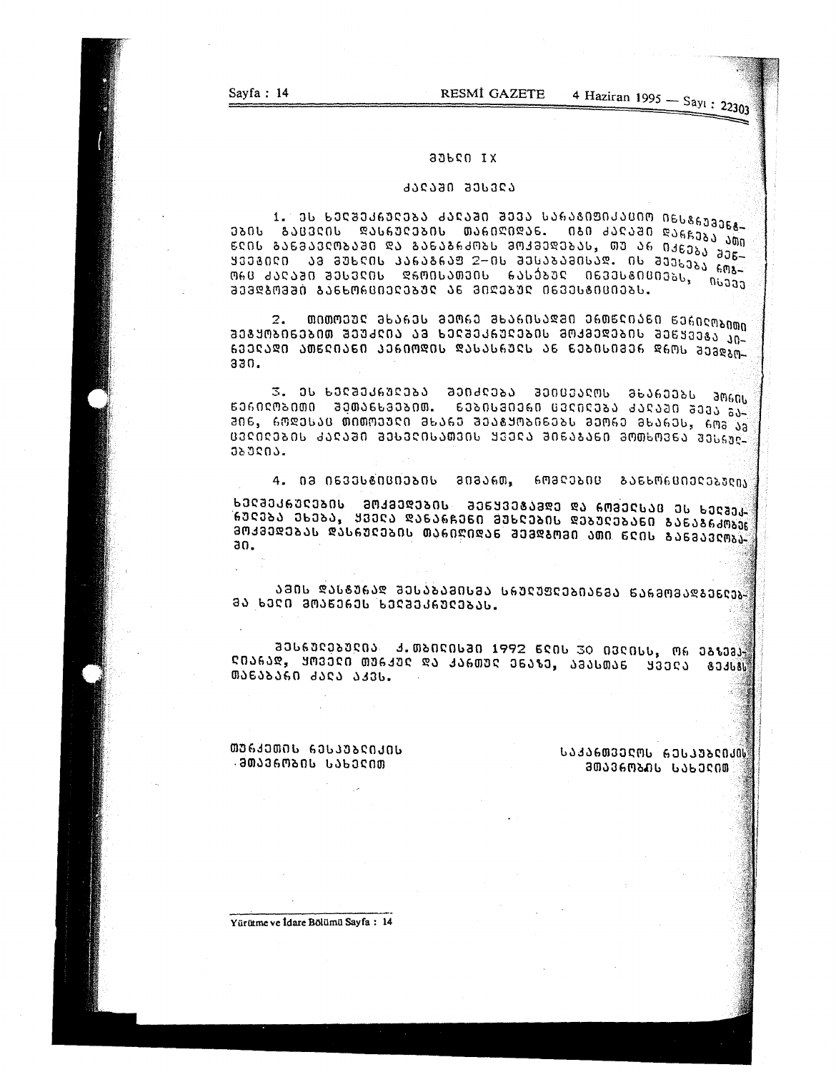## მუხლი IX

### ძალაში შესვლა

1. ეს ხელშეკრულება ძალაში შევა სარატიფიკაციო ინსტრუმენტების გაცვლის დასრულების თარიღიდან. იგი ძალაში დარჩება ათი წლის განმავლობაში და განაგრძობს მოქმედებას, თუ არ იქნება შეწყვეტილი ამ მუხლის პარაგრაფ 2-ის შესაბამისად. ის შეეხება როგორც ძალაში შესვლის დროისათვის არსებულ ინვესტიციებს, ისევე მომდევნოში განხორციელებულ ან მიღებულ ინვესტიციებს.

2. თითოეულ მხარეს მეორე მხარისადმი ერთწლიანი წერილობითი შეტყობინებით შეუძლია ამ ხელშეკრულების მოქმედების შეწყვეტა პირველადი ათწლიანი პერიოდის დასასრულს ან ნებისმიერ დროს შემდგომში.

3. ეს ხელშეკრულება შეიძლება შეიცვალოს მხარეებს შორის წერილობითი შეთანხმებით. ნებისმიერი ცვლილება ძალაში შევა მაშინ, როდესაც თითოეული მხარე შეატყობინებს მეორე მხარეს, რომ ამ ცვლილების ძალაში შესვლისათვის ყველა შინაგანი მოთხოვნა შესრულებულია.

4. იმ ინვესტიციების მიმართ, რომლებიც განხორციელებულია ხელშეკრულების მოქმედების შეწყვეტამდე და რომლებსაც ეს ხელშეკრულება ეხება, ყველა დანარჩენი მუხლების დებულებანი განაგრძობენ მოქმედებას დასრულების თარიღიდან შემდგომი ათი წლის განმავლობაში.

ამის დასტურად შესაბამისად სრულუფლებიანმა წარმომადგენლებმა ხელი მოაწერეს ხელშეკრულებას.

შესრულებულია ქ.თბილისში 1992 წლის 30 ივლისს, ორ ეგზემპლიარად, ყოველი თურქულ და ქართულ ენაზე, ამასთან ყველა ტექსტს თანაბარი ძალა აქვს.

თურქეთის რესპუბლიკის მთავრობის სახელით

საქართველოს რესპუბლიკის მთავრობის სახელით